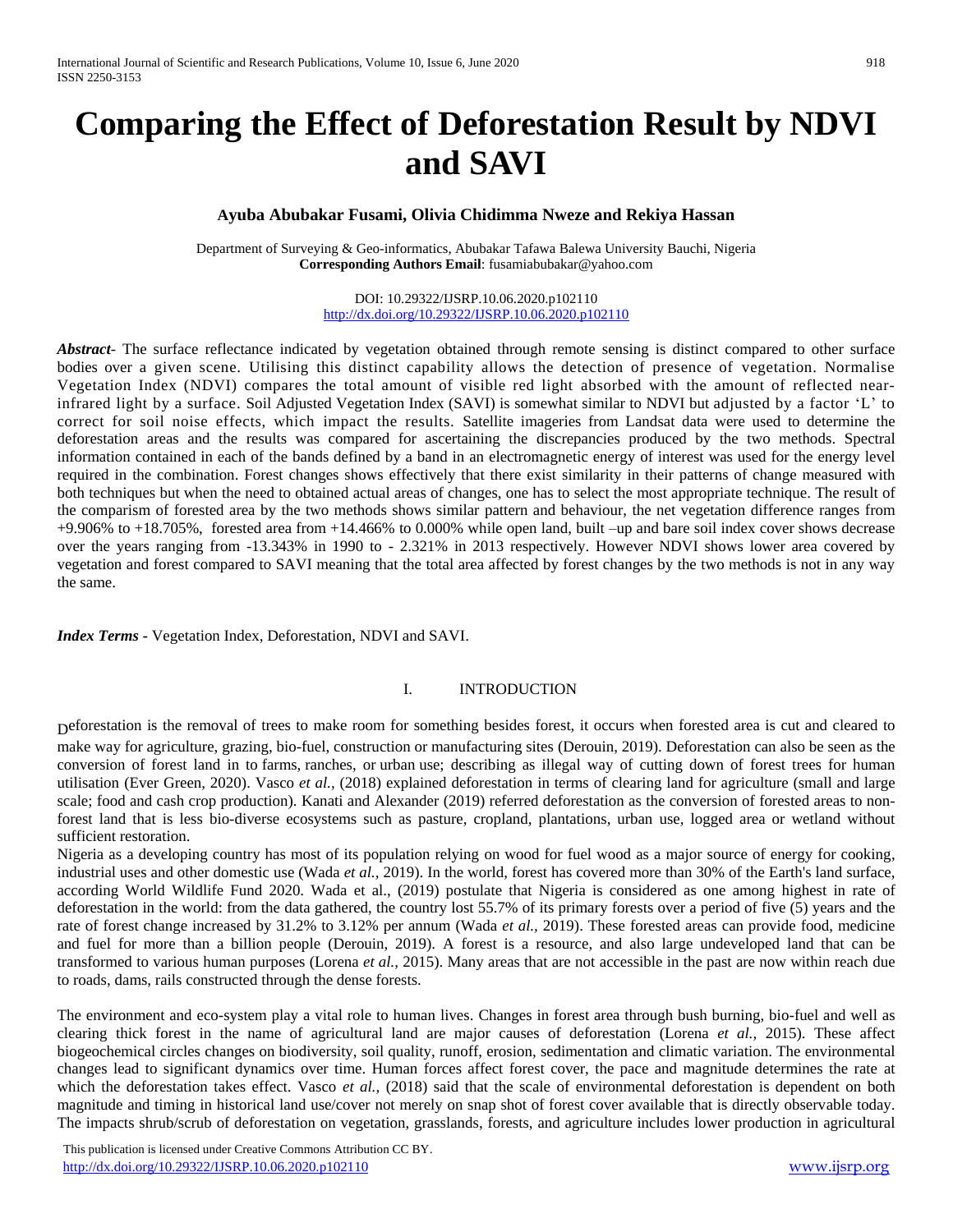# Comparing the Effect of Deforestation Result by NDVI and SAVI

**Ayuba Abubakar Fusami, Olivia Chidimma Nweze and Rekiya Hassan**

Department of Surveying & Geo-informatics, Abubakar Tafawa Balewa University Bauchi, Nigeria
**Corresponding Authors Email**: fusamiabubakar@yahoo.com

DOI: 10.29322/IJSRP.10.06.2020.p102110
http://dx.doi.org/10.29322/IJSRP.10.06.2020.p102110

***Abstract***- The surface reflectance indicated by vegetation obtained through remote sensing is distinct compared to other surface bodies over a given scene. Utilising this distinct capability allows the detection of presence of vegetation. Normalise Vegetation Index (NDVI) compares the total amount of visible red light absorbed with the amount of reflected near-infrared light by a surface. Soil Adjusted Vegetation Index (SAVI) is somewhat similar to NDVI but adjusted by a factor 'L' to correct for soil noise effects, which impact the results. Satellite imageries from Landsat data were used to determine the deforestation areas and the results was compared for ascertaining the discrepancies produced by the two methods. Spectral information contained in each of the bands defined by a band in an electromagnetic energy of interest was used for the energy level required in the combination. Forest changes shows effectively that there exist similarity in their patterns of change measured with both techniques but when the need to obtained actual areas of changes, one has to select the most appropriate technique. The result of the comparism of forested area by the two methods shows similar pattern and behaviour, the net vegetation difference ranges from +9.906% to +18.705%, forested area from +14.466% to 0.000% while open land, built –up and bare soil index cover shows decrease over the years ranging from -13.343% in 1990 to - 2.321% in 2013 respectively. However NDVI shows lower area covered by vegetation and forest compared to SAVI meaning that the total area affected by forest changes by the two methods is not in any way the same.

***Index Terms*** - Vegetation Index, Deforestation, NDVI and SAVI.

## I. INTRODUCTION

Deforestation is the removal of trees to make room for something besides forest, it occurs when forested area is cut and cleared to make way for agriculture, grazing, bio-fuel, construction or manufacturing sites (Derouin, 2019). Deforestation can also be seen as the conversion of forest land in to farms, ranches, or urban use; describing as illegal way of cutting down of forest trees for human utilisation (Ever Green, 2020). Vasco *et al.,* (2018) explained deforestation in terms of clearing land for agriculture (small and large scale; food and cash crop production). Kanati and Alexander (2019) referred deforestation as the conversion of forested areas to non-forest land that is less bio-diverse ecosystems such as pasture, cropland, plantations, urban use, logged area or wetland without sufficient restoration.

Nigeria as a developing country has most of its population relying on wood for fuel wood as a major source of energy for cooking, industrial uses and other domestic use (Wada *et al.,* 2019). In the world, forest has covered more than 30% of the Earth's land surface, according World Wildlife Fund 2020. Wada et al., (2019) postulate that Nigeria is considered as one among highest in rate of deforestation in the world: from the data gathered, the country lost 55.7% of its primary forests over a period of five (5) years and the rate of forest change increased by 31.2% to 3.12% per annum (Wada *et al.,* 2019). These forested areas can provide food, medicine and fuel for more than a billion people (Derouin, 2019). A forest is a resource, and also large undeveloped land that can be transformed to various human purposes (Lorena *et al.,* 2015). Many areas that are not accessible in the past are now within reach due to roads, dams, rails constructed through the dense forests.

The environment and eco-system play a vital role to human lives. Changes in forest area through bush burning, bio-fuel and well as clearing thick forest in the name of agricultural land are major causes of deforestation (Lorena *et al.,* 2015). These affect biogeochemical circles changes on biodiversity, soil quality, runoff, erosion, sedimentation and climatic variation. The environmental changes lead to significant dynamics over time. Human forces affect forest cover, the pace and magnitude determines the rate at which the deforestation takes effect. Vasco *et al.,* (2018) said that the scale of environmental deforestation is dependent on both magnitude and timing in historical land use/cover not merely on snap shot of forest cover available that is directly observable today. The impacts shrub/scrub of deforestation on vegetation, grasslands, forests, and agriculture includes lower production in agricultural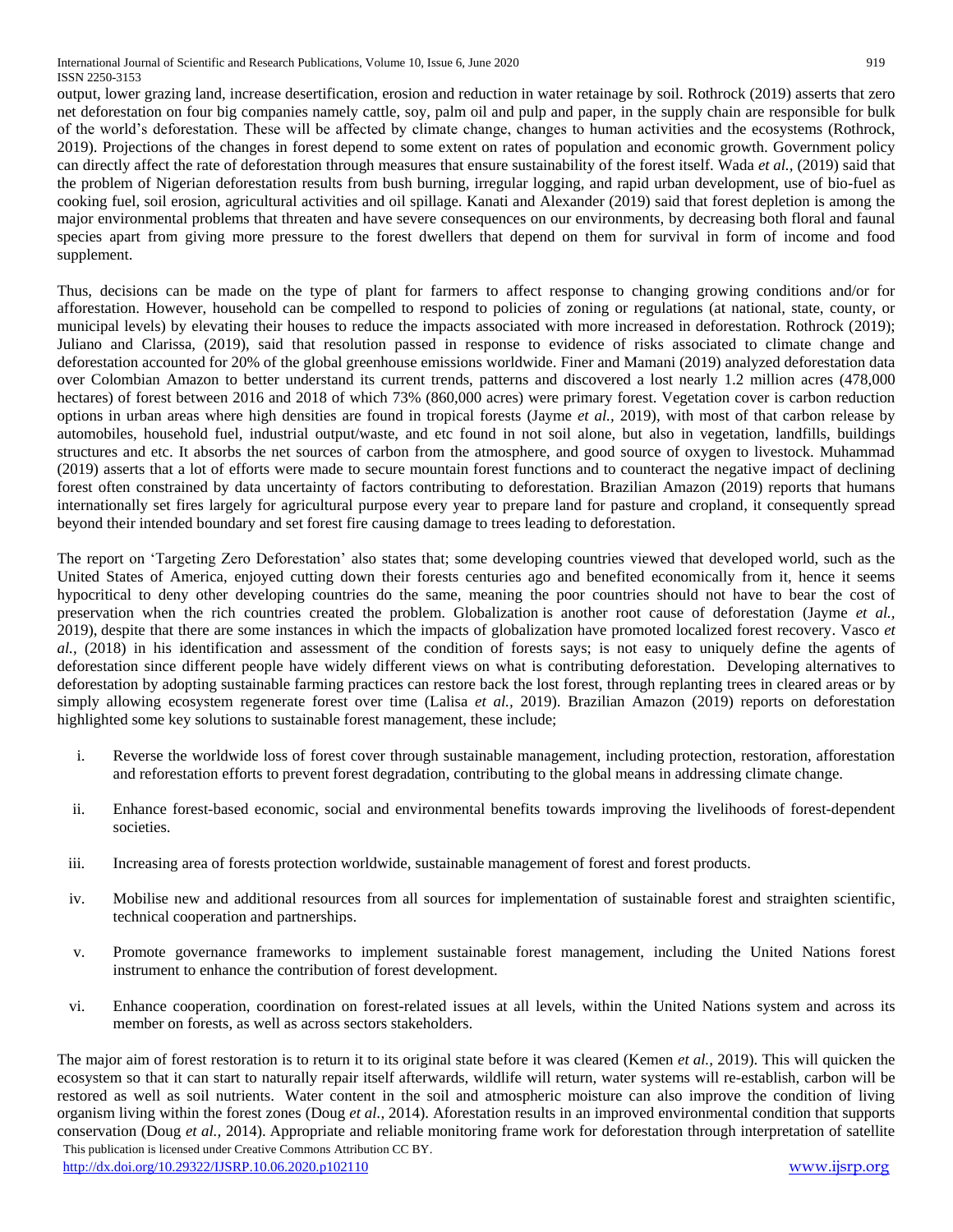output, lower grazing land, increase desertification, erosion and reduction in water retainage by soil. Rothrock (2019) asserts that zero net deforestation on four big companies namely cattle, soy, palm oil and pulp and paper, in the supply chain are responsible for bulk of the world's deforestation. These will be affected by climate change, changes to human activities and the ecosystems (Rothrock, 2019). Projections of the changes in forest depend to some extent on rates of population and economic growth. Government policy can directly affect the rate of deforestation through measures that ensure sustainability of the forest itself. Wada *et al.,* (2019) said that the problem of Nigerian deforestation results from bush burning, irregular logging, and rapid urban development, use of bio-fuel as cooking fuel, soil erosion, agricultural activities and oil spillage. Kanati and Alexander (2019) said that forest depletion is among the major environmental problems that threaten and have severe consequences on our environments, by decreasing both floral and faunal species apart from giving more pressure to the forest dwellers that depend on them for survival in form of income and food supplement.

Thus, decisions can be made on the type of plant for farmers to affect response to changing growing conditions and/or for afforestation. However, household can be compelled to respond to policies of zoning or regulations (at national, state, county, or municipal levels) by elevating their houses to reduce the impacts associated with more increased in deforestation. Rothrock (2019); Juliano and Clarissa, (2019), said that resolution passed in response to evidence of risks associated to climate change and deforestation accounted for 20% of the global greenhouse emissions worldwide. Finer and Mamani (2019) analyzed deforestation data over Colombian Amazon to better understand its current trends, patterns and discovered a lost nearly 1.2 million acres (478,000 hectares) of forest between 2016 and 2018 of which 73% (860,000 acres) were primary forest. Vegetation cover is carbon reduction options in urban areas where high densities are found in tropical forests (Jayme *et al.,* 2019), with most of that carbon release by automobiles, household fuel, industrial output/waste, and etc found in not soil alone, but also in vegetation, landfills, buildings structures and etc. It absorbs the net sources of carbon from the atmosphere, and good source of oxygen to livestock. Muhammad (2019) asserts that a lot of efforts were made to secure mountain forest functions and to counteract the negative impact of declining forest often constrained by data uncertainty of factors contributing to deforestation. Brazilian Amazon (2019) reports that humans internationally set fires largely for agricultural purpose every year to prepare land for pasture and cropland, it consequently spread beyond their intended boundary and set forest fire causing damage to trees leading to deforestation.

The report on 'Targeting Zero Deforestation' also states that; some developing countries viewed that developed world, such as the United States of America, enjoyed cutting down their forests centuries ago and benefited economically from it, hence it seems hypocritical to deny other developing countries do the same, meaning the poor countries should not have to bear the cost of preservation when the rich countries created the problem. Globalization is another root cause of deforestation (Jayme *et al.,* 2019), despite that there are some instances in which the impacts of globalization have promoted localized forest recovery. Vasco *et al.,* (2018) in his identification and assessment of the condition of forests says; is not easy to uniquely define the agents of deforestation since different people have widely different views on what is contributing deforestation. Developing alternatives to deforestation by adopting sustainable farming practices can restore back the lost forest, through replanting trees in cleared areas or by simply allowing ecosystem regenerate forest over time (Lalisa *et al.,* 2019). Brazilian Amazon (2019) reports on deforestation highlighted some key solutions to sustainable forest management, these include;

i. Reverse the worldwide loss of forest cover through sustainable management, including protection, restoration, afforestation and reforestation efforts to prevent forest degradation, contributing to the global means in addressing climate change.

ii. Enhance forest-based economic, social and environmental benefits towards improving the livelihoods of forest-dependent societies.

iii. Increasing area of forests protection worldwide, sustainable management of forest and forest products.

iv. Mobilise new and additional resources from all sources for implementation of sustainable forest and straighten scientific, technical cooperation and partnerships.

v. Promote governance frameworks to implement sustainable forest management, including the United Nations forest instrument to enhance the contribution of forest development.

vi. Enhance cooperation, coordination on forest-related issues at all levels, within the United Nations system and across its member on forests, as well as across sectors stakeholders.

The major aim of forest restoration is to return it to its original state before it was cleared (Kemen *et al.,* 2019). This will quicken the ecosystem so that it can start to naturally repair itself afterwards, wildlife will return, water systems will re-establish, carbon will be restored as well as soil nutrients. Water content in the soil and atmospheric moisture can also improve the condition of living organism living within the forest zones (Doug *et al.,* 2014). Aforestation results in an improved environmental condition that supports conservation (Doug *et al.,* 2014). Appropriate and reliable monitoring frame work for deforestation through interpretation of satellite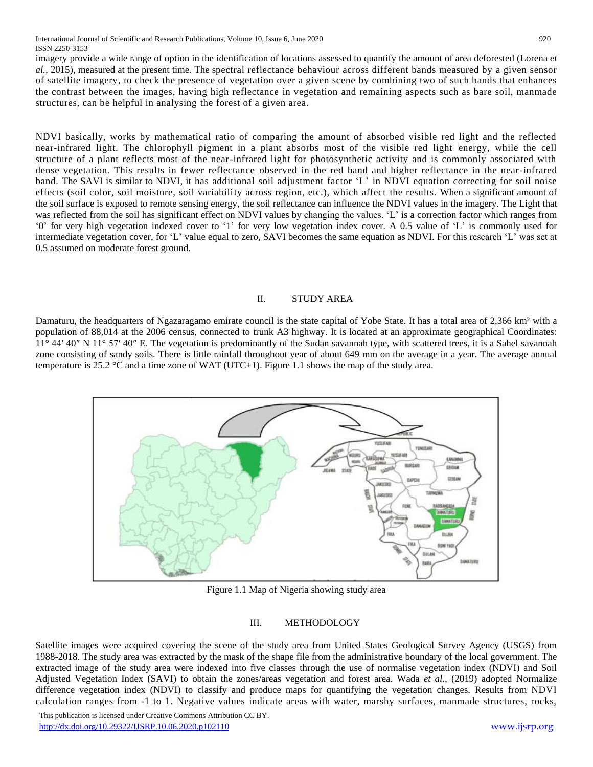imagery provide a wide range of option in the identification of locations assessed to quantify the amount of area deforested (Lorena *et al.,* 2015), measured at the present time. The spectral reflectance behaviour across different bands measured by a given sensor of satellite imagery, to check the presence of vegetation over a given scene by combining two of such bands that enhances the contrast between the images, having high reflectance in vegetation and remaining aspects such as bare soil, manmade structures, can be helpful in analysing the forest of a given area.

NDVI basically, works by mathematical ratio of comparing the amount of absorbed visible red light and the reflected near-infrared light. The chlorophyll pigment in a plant absorbs most of the visible red light energy, while the cell structure of a plant reflects most of the near-infrared light for photosynthetic activity and is commonly associated with dense vegetation. This results in fewer reflectance observed in the red band and higher reflectance in the near-infrared band. The SAVI is similar to NDVI, it has additional soil adjustment factor 'L' in NDVI equation correcting for soil noise effects (soil color, soil moisture, soil variability across region, etc.), which affect the results. When a significant amount of the soil surface is exposed to remote sensing energy, the soil reflectance can influence the NDVI values in the imagery. The Light that was reflected from the soil has significant effect on NDVI values by changing the values. 'L' is a correction factor which ranges from '0' for very high vegetation indexed cover to '1' for very low vegetation index cover. A 0.5 value of 'L' is commonly used for intermediate vegetation cover, for 'L' value equal to zero, SAVI becomes the same equation as NDVI. For this research 'L' was set at 0.5 assumed on moderate forest ground.

## II. STUDY AREA

Damaturu, the headquarters of Ngazaragamo emirate council is the state capital of Yobe State. It has a total area of 2,366 km² with a population of 88,014 at the 2006 census, connected to trunk A3 highway. It is located at an approximate geographical Coordinates: 11° 44′ 40″ N 11° 57′ 40″ E. The vegetation is predominantly of the Sudan savannah type, with scattered trees, it is a Sahel savannah zone consisting of sandy soils. There is little rainfall throughout year of about 649 mm on the average in a year. The average annual temperature is 25.2 °C and a time zone of WAT (UTC+1). Figure 1.1 shows the map of the study area.

Figure 1.1 Map of Nigeria showing study area

## III. METHODOLOGY

Satellite images were acquired covering the scene of the study area from United States Geological Survey Agency (USGS) from 1988-2018. The study area was extracted by the mask of the shape file from the administrative boundary of the local government. The extracted image of the study area were indexed into five classes through the use of normalise vegetation index (NDVI) and Soil Adjusted Vegetation Index (SAVI) to obtain the zones/areas vegetation and forest area. Wada *et al.,* (2019) adopted Normalize difference vegetation index (NDVI) to classify and produce maps for quantifying the vegetation changes. Results from NDVI calculation ranges from -1 to 1. Negative values indicate areas with water, marshy surfaces, manmade structures, rocks,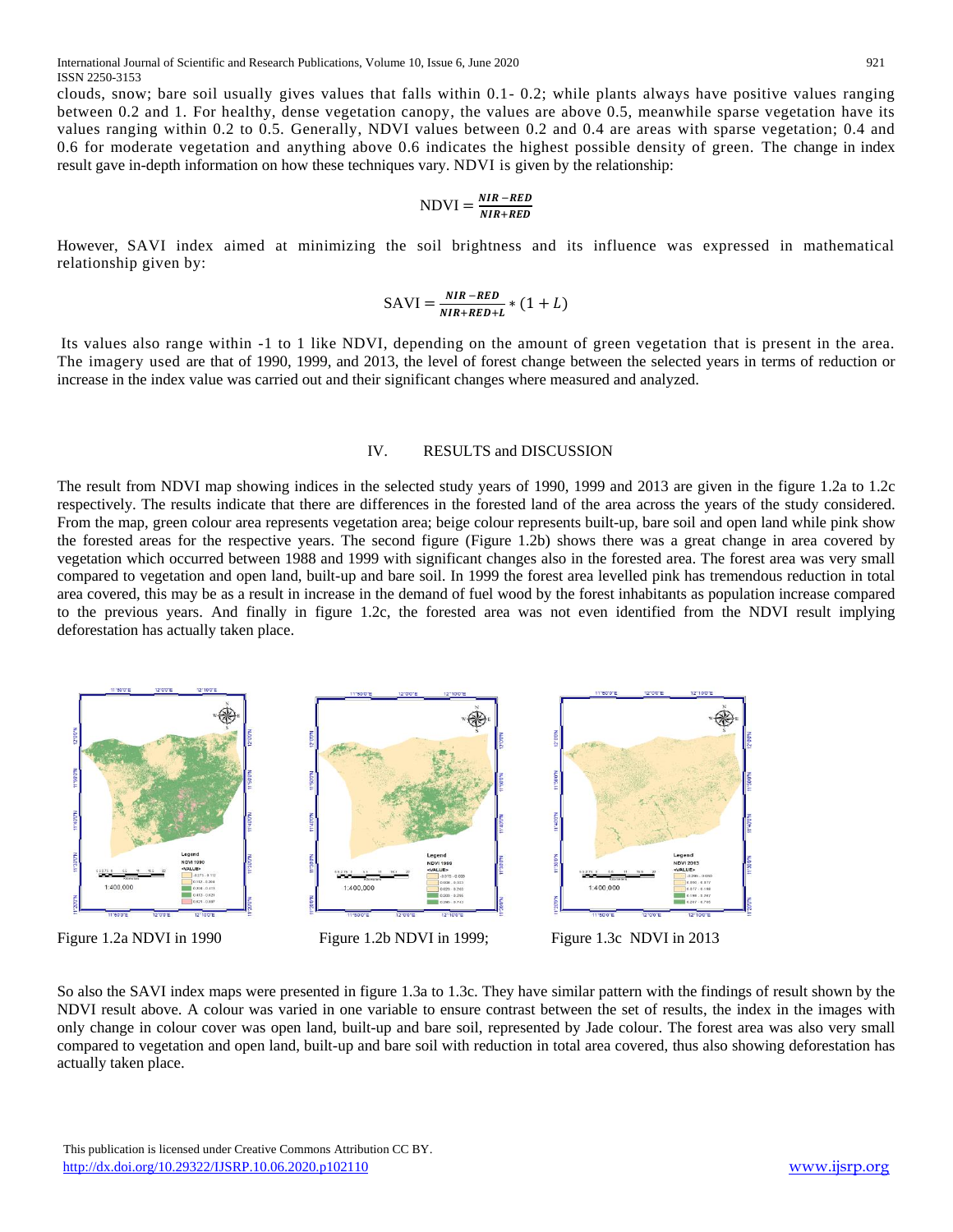clouds, snow; bare soil usually gives values that falls within 0.1- 0.2; while plants always have positive values ranging between 0.2 and 1. For healthy, dense vegetation canopy, the values are above 0.5, meanwhile sparse vegetation have its values ranging within 0.2 to 0.5. Generally, NDVI values between 0.2 and 0.4 are areas with sparse vegetation; 0.4 and 0.6 for moderate vegetation and anything above 0.6 indicates the highest possible density of green. The change in index result gave in-depth information on how these techniques vary. NDVI is given by the relationship:

$$\text{NDVI} = \frac{NIR - RED}{NIR + RED}$$

However, SAVI index aimed at minimizing the soil brightness and its influence was expressed in mathematical relationship given by:

$$\text{SAVI} = \frac{NIR - RED}{NIR + RED + L} * (1 + L)$$

Its values also range within -1 to 1 like NDVI, depending on the amount of green vegetation that is present in the area. The imagery used are that of 1990, 1999, and 2013, the level of forest change between the selected years in terms of reduction or increase in the index value was carried out and their significant changes where measured and analyzed.

## IV. RESULTS and DISCUSSION

The result from NDVI map showing indices in the selected study years of 1990, 1999 and 2013 are given in the figure 1.2a to 1.2c respectively. The results indicate that there are differences in the forested land of the area across the years of the study considered. From the map, green colour area represents vegetation area; beige colour represents built-up, bare soil and open land while pink show the forested areas for the respective years. The second figure (Figure 1.2b) shows there was a great change in area covered by vegetation which occurred between 1988 and 1999 with significant changes also in the forested area. The forest area was very small compared to vegetation and open land, built-up and bare soil. In 1999 the forest area levelled pink has tremendous reduction in total area covered, this may be as a result in increase in the demand of fuel wood by the forest inhabitants as population increase compared to the previous years. And finally in figure 1.2c, the forested area was not even identified from the NDVI result implying deforestation has actually taken place.

Figure 1.2a NDVI in 1990

Figure 1.2b NDVI in 1999;

Figure 1.3c NDVI in 2013

So also the SAVI index maps were presented in figure 1.3a to 1.3c. They have similar pattern with the findings of result shown by the NDVI result above. A colour was varied in one variable to ensure contrast between the set of results, the index in the images with only change in colour cover was open land, built-up and bare soil, represented by Jade colour. The forest area was also very small compared to vegetation and open land, built-up and bare soil with reduction in total area covered, thus also showing deforestation has actually taken place.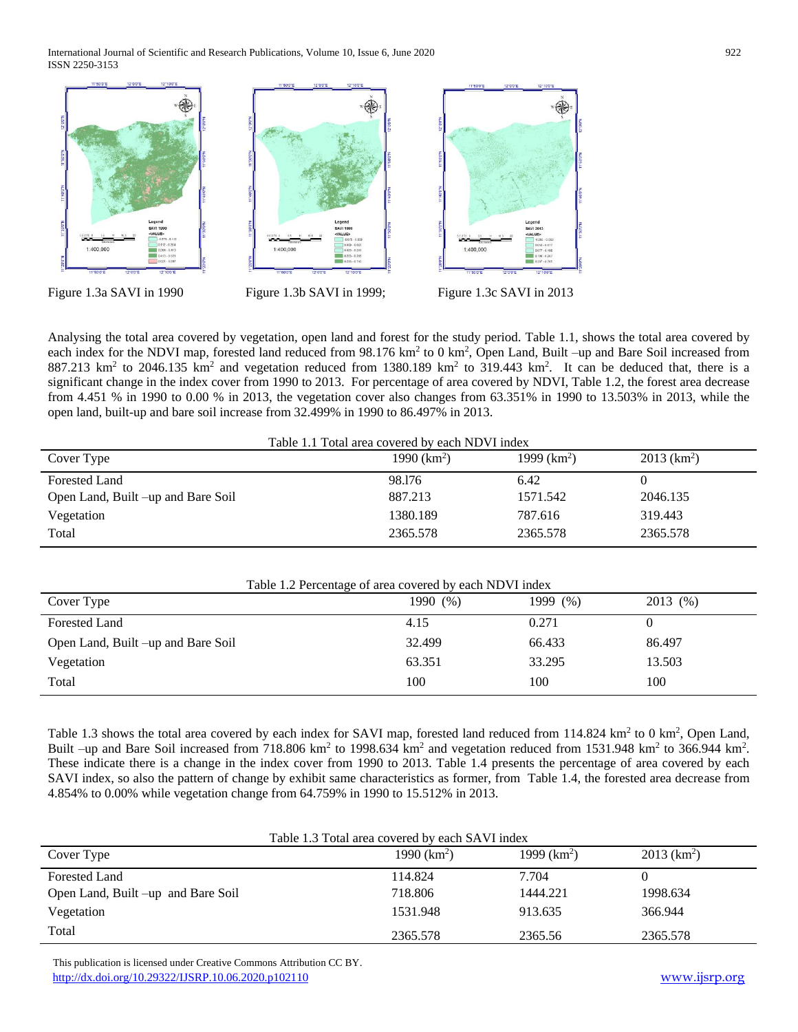Figure 1.3a SAVI in 1990

Figure 1.3b SAVI in 1999;

Figure 1.3c SAVI in 2013

Analysing the total area covered by vegetation, open land and forest for the study period. Table 1.1, shows the total area covered by each index for the NDVI map, forested land reduced from 98.176 km$^2$ to 0 km$^2$, Open Land, Built –up and Bare Soil increased from 887.213 km$^2$ to 2046.135 km$^2$ and vegetation reduced from 1380.189 km$^2$ to 319.443 km$^2$. It can be deduced that, there is a significant change in the index cover from 1990 to 2013. For percentage of area covered by NDVI, Table 1.2, the forest area decrease from 4.451 % in 1990 to 0.00 % in 2013, the vegetation cover also changes from 63.351% in 1990 to 13.503% in 2013, while the open land, built-up and bare soil increase from 32.499% in 1990 to 86.497% in 2013.

Table 1.1 Total area covered by each NDVI index

| Cover Type | 1990 (km$^2$) | 1999 (km$^2$) | 2013 (km$^2$) |
|---|---|---|---|
| Forested Land | 98.176 | 6.42 | 0 |
| Open Land, Built –up and Bare Soil | 887.213 | 1571.542 | 2046.135 |
| Vegetation | 1380.189 | 787.616 | 319.443 |
| Total | 2365.578 | 2365.578 | 2365.578 |

Table 1.2 Percentage of area covered by each NDVI index

| Cover Type | 1990 (%) | 1999 (%) | 2013 (%) |
|---|---|---|---|
| Forested Land | 4.15 | 0.271 | 0 |
| Open Land, Built –up and Bare Soil | 32.499 | 66.433 | 86.497 |
| Vegetation | 63.351 | 33.295 | 13.503 |
| Total | 100 | 100 | 100 |

Table 1.3 shows the total area covered by each index for SAVI map, forested land reduced from 114.824 km$^2$ to 0 km$^2$, Open Land, Built –up and Bare Soil increased from 718.806 km$^2$ to 1998.634 km$^2$ and vegetation reduced from 1531.948 km$^2$ to 366.944 km$^2$. These indicate there is a change in the index cover from 1990 to 2013. Table 1.4 presents the percentage of area covered by each SAVI index, so also the pattern of change by exhibit same characteristics as former, from Table 1.4, the forested area decrease from 4.854% to 0.00% while vegetation change from 64.759% in 1990 to 15.512% in 2013.

Table 1.3 Total area covered by each SAVI index

| Cover Type | 1990 (km$^2$) | 1999 (km$^2$) | 2013 (km$^2$) |
|---|---|---|---|
| Forested Land | 114.824 | 7.704 | 0 |
| Open Land, Built –up and Bare Soil | 718.806 | 1444.221 | 1998.634 |
| Vegetation | 1531.948 | 913.635 | 366.944 |
| Total | 2365.578 | 2365.56 | 2365.578 |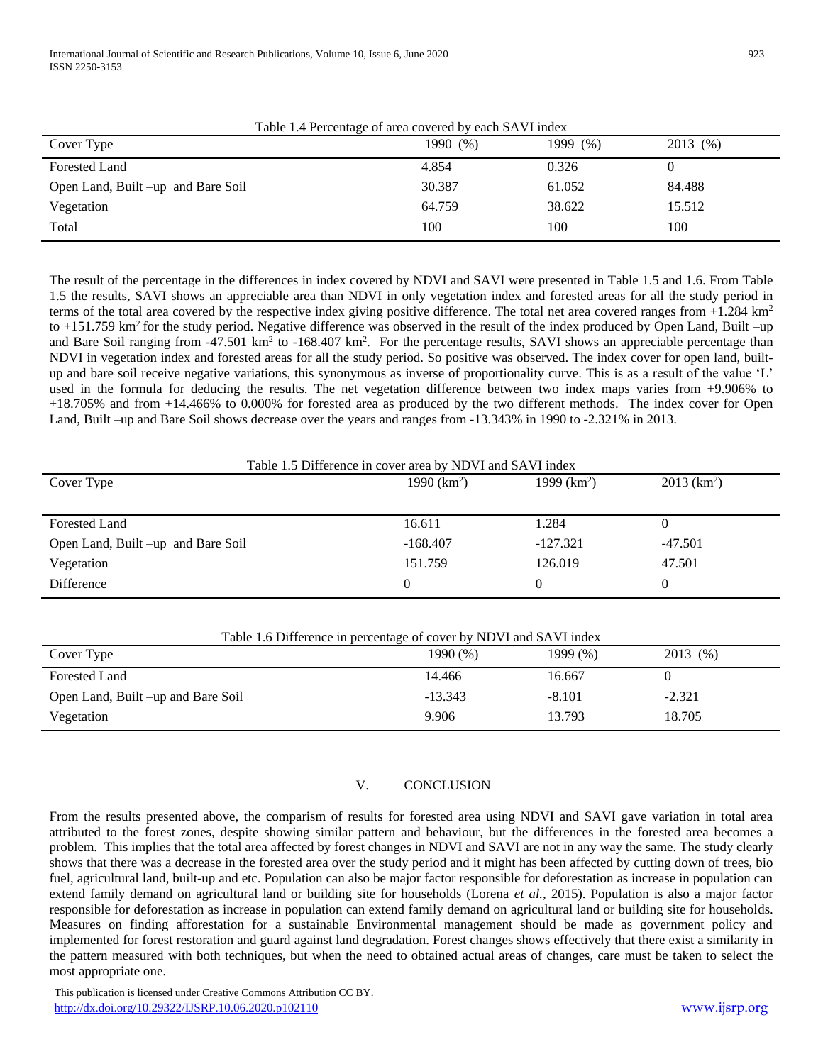Table 1.4 Percentage of area covered by each SAVI index

| Cover Type | 1990 (%) | 1999 (%) | 2013 (%) |
|---|---|---|---|
| Forested Land | 4.854 | 0.326 | 0 |
| Open Land, Built –up and Bare Soil | 30.387 | 61.052 | 84.488 |
| Vegetation | 64.759 | 38.622 | 15.512 |
| Total | 100 | 100 | 100 |

The result of the percentage in the differences in index covered by NDVI and SAVI were presented in Table 1.5 and 1.6. From Table 1.5 the results, SAVI shows an appreciable area than NDVI in only vegetation index and forested areas for all the study period in terms of the total area covered by the respective index giving positive difference. The total net area covered ranges from +1.284 $km^2$ to +151.759 $km^2$ for the study period. Negative difference was observed in the result of the index produced by Open Land, Built –up and Bare Soil ranging from -47.501 $km^2$ to -168.407 $km^2$. For the percentage results, SAVI shows an appreciable percentage than NDVI in vegetation index and forested areas for all the study period. So positive was observed. The index cover for open land, built-up and bare soil receive negative variations, this synonymous as inverse of proportionality curve. This is as a result of the value 'L' used in the formula for deducing the results. The net vegetation difference between two index maps varies from +9.906% to +18.705% and from +14.466% to 0.000% for forested area as produced by the two different methods. The index cover for Open Land, Built –up and Bare Soil shows decrease over the years and ranges from -13.343% in 1990 to -2.321% in 2013.

Table 1.5 Difference in cover area by NDVI and SAVI index

| Cover Type | 1990 ($km^2$) | 1999 ($km^2$) | 2013 ($km^2$) |
|---|---|---|---|
| Forested Land | 16.611 | 1.284 | 0 |
| Open Land, Built –up and Bare Soil | -168.407 | -127.321 | -47.501 |
| Vegetation | 151.759 | 126.019 | 47.501 |
| Difference | 0 | 0 | 0 |

Table 1.6 Difference in percentage of cover by NDVI and SAVI index

| Cover Type | 1990 (%) | 1999 (%) | 2013 (%) |
|---|---|---|---|
| Forested Land | 14.466 | 16.667 | 0 |
| Open Land, Built –up and Bare Soil | -13.343 | -8.101 | -2.321 |
| Vegetation | 9.906 | 13.793 | 18.705 |

## V. CONCLUSION

From the results presented above, the comparism of results for forested area using NDVI and SAVI gave variation in total area attributed to the forest zones, despite showing similar pattern and behaviour, but the differences in the forested area becomes a problem. This implies that the total area affected by forest changes in NDVI and SAVI are not in any way the same. The study clearly shows that there was a decrease in the forested area over the study period and it might has been affected by cutting down of trees, bio fuel, agricultural land, built-up and etc. Population can also be major factor responsible for deforestation as increase in population can extend family demand on agricultural land or building site for households (Lorena *et al.*, 2015). Population is also a major factor responsible for deforestation as increase in population can extend family demand on agricultural land or building site for households. Measures on finding afforestation for a sustainable Environmental management should be made as government policy and implemented for forest restoration and guard against land degradation. Forest changes shows effectively that there exist a similarity in the pattern measured with both techniques, but when the need to obtained actual areas of changes, care must be taken to select the most appropriate one.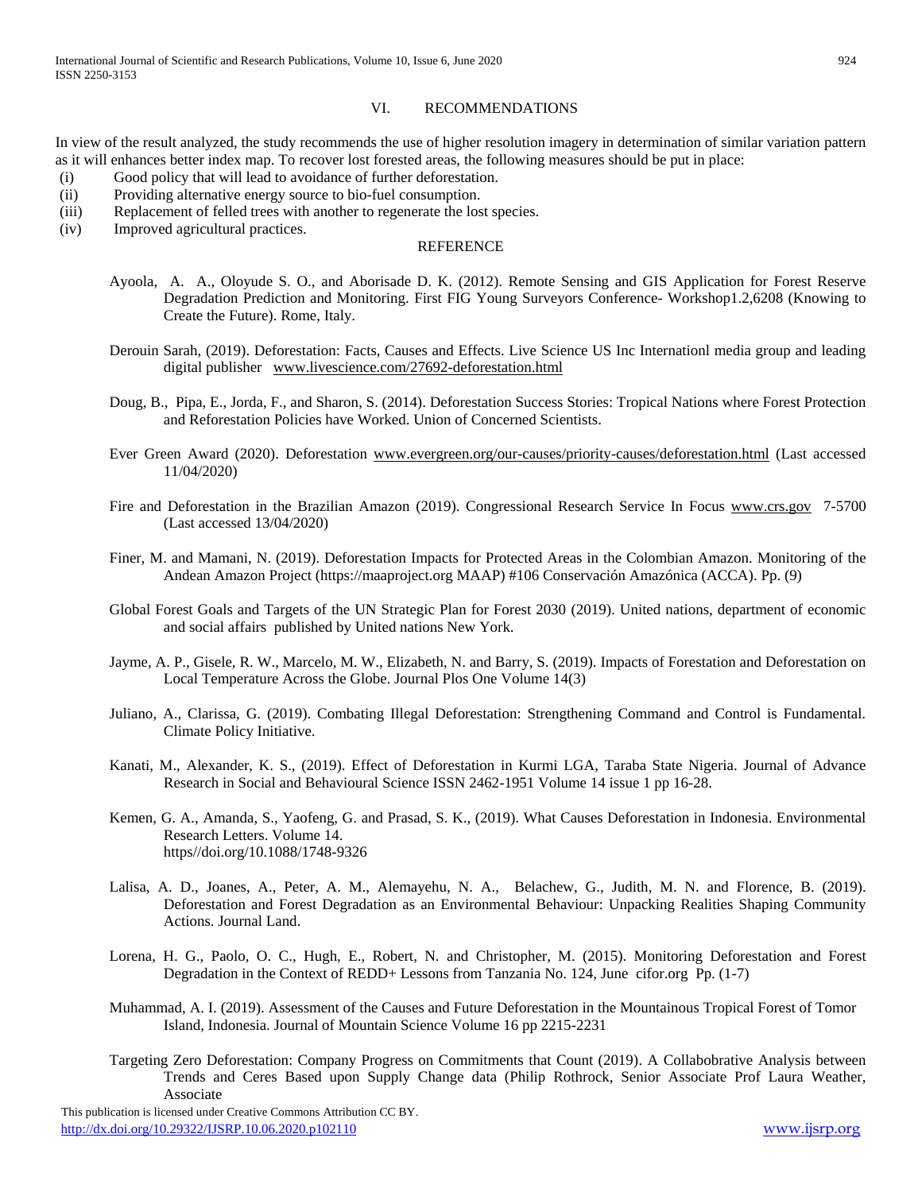## VI. RECOMMENDATIONS

In view of the result analyzed, the study recommends the use of higher resolution imagery in determination of similar variation pattern as it will enhances better index map. To recover lost forested areas, the following measures should be put in place:

(i) Good policy that will lead to avoidance of further deforestation.
(ii) Providing alternative energy source to bio-fuel consumption.
(iii) Replacement of felled trees with another to regenerate the lost species.
(iv) Improved agricultural practices.

## REFERENCE

Ayoola, A. A., Oloyude S. O., and Aborisade D. K. (2012). Remote Sensing and GIS Application for Forest Reserve Degradation Prediction and Monitoring. First FIG Young Surveyors Conference- Workshop1.2,6208 (Knowing to Create the Future). Rome, Italy.

Derouin Sarah, (2019). Deforestation: Facts, Causes and Effects. Live Science US Inc Internationl media group and leading digital publisher www.livescience.com/27692-deforestation.html

Doug, B., Pipa, E., Jorda, F., and Sharon, S. (2014). Deforestation Success Stories: Tropical Nations where Forest Protection and Reforestation Policies have Worked. Union of Concerned Scientists.

Ever Green Award (2020). Deforestation www.evergreen.org/our-causes/priority-causes/deforestation.html (Last accessed 11/04/2020)

Fire and Deforestation in the Brazilian Amazon (2019). Congressional Research Service In Focus www.crs.gov 7-5700 (Last accessed 13/04/2020)

Finer, M. and Mamani, N. (2019). Deforestation Impacts for Protected Areas in the Colombian Amazon. Monitoring of the Andean Amazon Project (https://maaproject.org MAAP) #106 Conservación Amazónica (ACCA). Pp. (9)

Global Forest Goals and Targets of the UN Strategic Plan for Forest 2030 (2019). United nations, department of economic and social affairs published by United nations New York.

Jayme, A. P., Gisele, R. W., Marcelo, M. W., Elizabeth, N. and Barry, S. (2019). Impacts of Forestation and Deforestation on Local Temperature Across the Globe. Journal Plos One Volume 14(3)

Juliano, A., Clarissa, G. (2019). Combating Illegal Deforestation: Strengthening Command and Control is Fundamental. Climate Policy Initiative.

Kanati, M., Alexander, K. S., (2019). Effect of Deforestation in Kurmi LGA, Taraba State Nigeria. Journal of Advance Research in Social and Behavioural Science ISSN 2462-1951 Volume 14 issue 1 pp 16-28.

Kemen, G. A., Amanda, S., Yaofeng, G. and Prasad, S. K., (2019). What Causes Deforestation in Indonesia. Environmental Research Letters. Volume 14.
https//doi.org/10.1088/1748-9326

Lalisa, A. D., Joanes, A., Peter, A. M., Alemayehu, N. A., Belachew, G., Judith, M. N. and Florence, B. (2019). Deforestation and Forest Degradation as an Environmental Behaviour: Unpacking Realities Shaping Community Actions. Journal Land.

Lorena, H. G., Paolo, O. C., Hugh, E., Robert, N. and Christopher, M. (2015). Monitoring Deforestation and Forest Degradation in the Context of REDD+ Lessons from Tanzania No. 124, June cifor.org Pp. (1-7)

Muhammad, A. I. (2019). Assessment of the Causes and Future Deforestation in the Mountainous Tropical Forest of Tomor Island, Indonesia. Journal of Mountain Science Volume 16 pp 2215-2231

Targeting Zero Deforestation: Company Progress on Commitments that Count (2019). A Collabobrative Analysis between Trends and Ceres Based upon Supply Change data (Philip Rothrock, Senior Associate Prof Laura Weather, Associate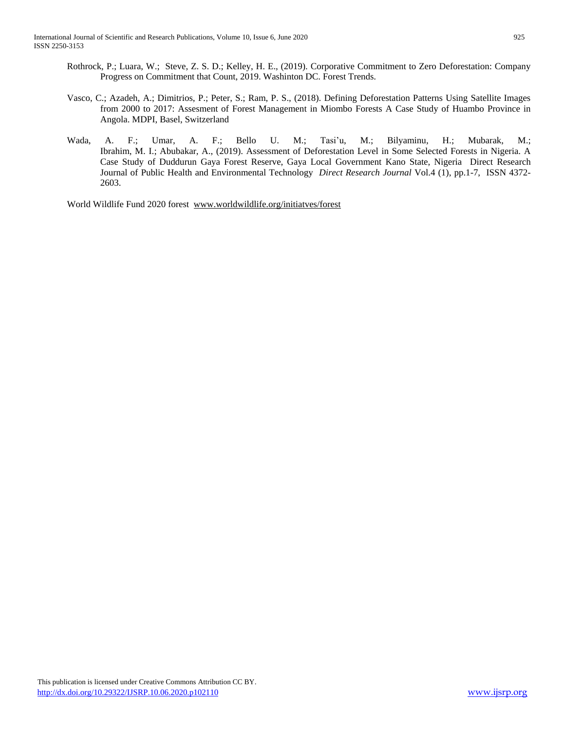Rothrock, P.; Luara, W.; Steve, Z. S. D.; Kelley, H. E., (2019). Corporative Commitment to Zero Deforestation: Company Progress on Commitment that Count, 2019. Washinton DC. Forest Trends.

Vasco, C.; Azadeh, A.; Dimitrios, P.; Peter, S.; Ram, P. S., (2018). Defining Deforestation Patterns Using Satellite Images from 2000 to 2017: Assesment of Forest Management in Miombo Forests A Case Study of Huambo Province in Angola. MDPI, Basel, Switzerland

Wada, A. F.; Umar, A. F.; Bello U. M.; Tasi'u, M.; Bilyaminu, H.; Mubarak, M.; Ibrahim, M. I.; Abubakar, A., (2019). Assessment of Deforestation Level in Some Selected Forests in Nigeria. A Case Study of Duddurun Gaya Forest Reserve, Gaya Local Government Kano State, Nigeria Direct Research Journal of Public Health and Environmental Technology *Direct Research Journal* Vol.4 (1), pp.1-7, ISSN 4372-2603.

World Wildlife Fund 2020 forest www.worldwildlife.org/initiatves/forest